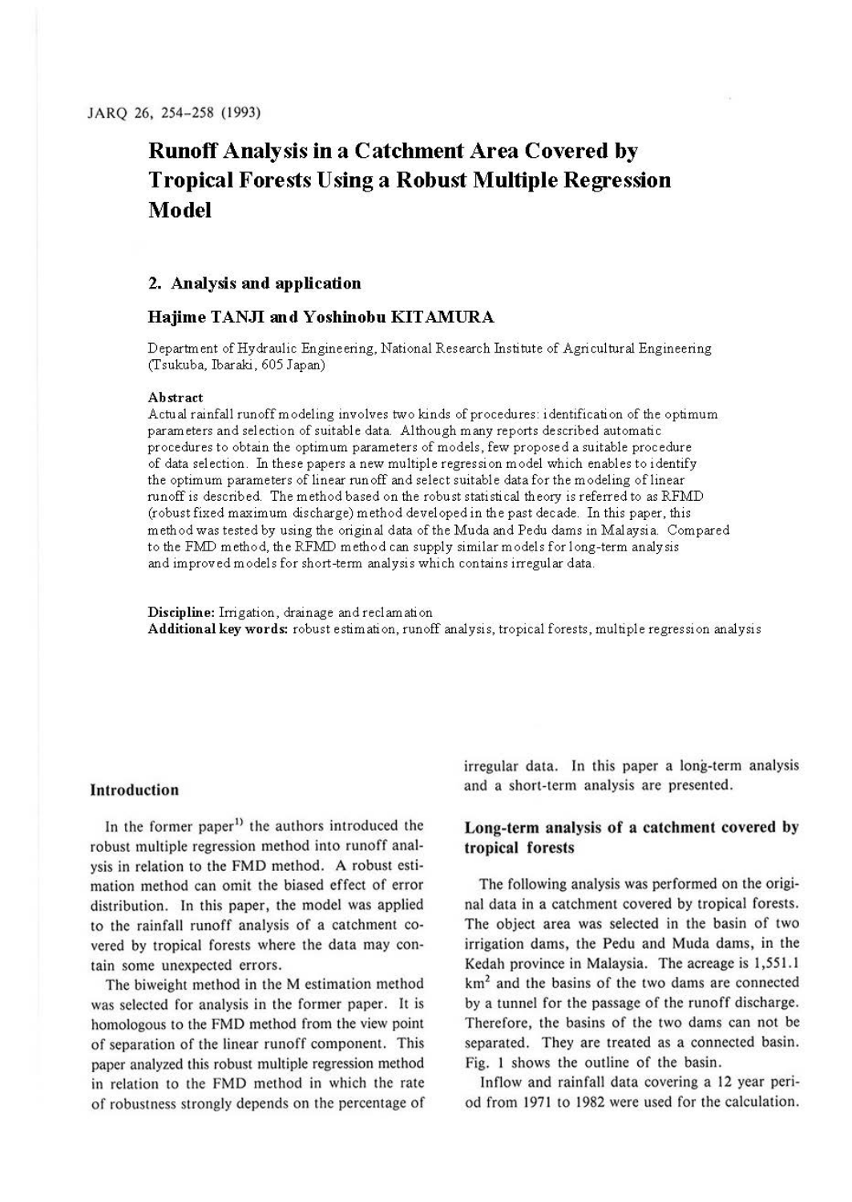# Runoff Analysis in a Catchment Area Covered by Tropical Forests Using a Robust Multiple Regression Model

## 2. Analysis and application

### Hajime TANJI and Yoshinobu KITAMURA

Department of Hydraulic Engineering, National Research Institute of Agricultural Engineering (Tsukuba, Ibaraki, 605 Japan)

**Abstract**

Actual rainfall runoff modeling involves two kinds of procedures: identification of the optimum parameters and selection of suitable data. Although many reports described automatic procedures to obtain the optimum parameters of models, few proposed a suitable procedure of data selection. In these papers a new multiple regression model which enables to identify the optimum parameters of linear runoff and select suitable data for the modeling of linear runoff is described. The method based on the robust statistical theory is referred to as RFMD (robust fixed maximum discharge) method developed in the past decade. In this paper, this method was tested by using the original data of the Muda and Pedu dams in Malaysia. Compared to the FMD method, the RFMD method can supply similar models for long-term analysis and improved models for short-term analysis which contains irregular data.

**Discipline:** Irrigation, drainage and reclamation
**Additional key words:** robust estimation, runoff analysis, tropical forests, multiple regression analysis

## Introduction

In the former paper[1)] the authors introduced the robust multiple regression method into runoff analysis in relation to the FMD method. A robust estimation method can omit the biased effect of error distribution. In this paper, the model was applied to the rainfall runoff analysis of a catchment covered by tropical forests where the data may contain some unexpected errors.

The biweight method in the M estimation method was selected for analysis in the former paper. It is homologous to the FMD method from the view point of separation of the linear runoff component. This paper analyzed this robust multiple regression method in relation to the FMD method in which the rate of robustness strongly depends on the percentage of irregular data. In this paper a long-term analysis and a short-term analysis are presented.

## Long-term analysis of a catchment covered by tropical forests

The following analysis was performed on the original data in a catchment covered by tropical forests. The object area was selected in the basin of two irrigation dams, the Pedu and Muda dams, in the Kedah province in Malaysia. The acreage is 1,551.1 km$^2$ and the basins of the two dams are connected by a tunnel for the passage of the runoff discharge. Therefore, the basins of the two dams can not be separated. They are treated as a connected basin. Fig. 1 shows the outline of the basin.

Inflow and rainfall data covering a 12 year period from 1971 to 1982 were used for the calculation.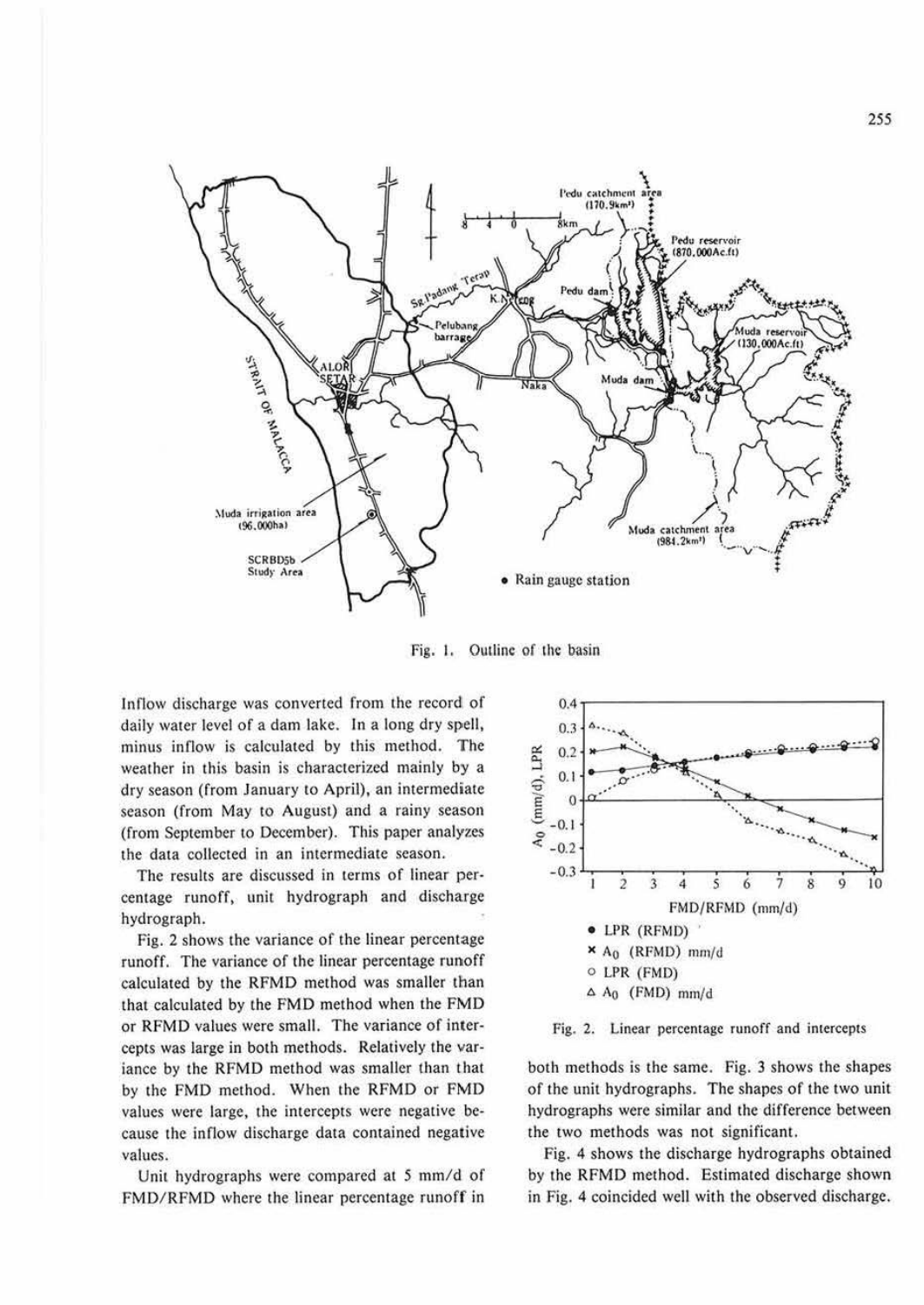Fig. 1. Outline of the basin

Inflow discharge was converted from the record of daily water level of a dam lake. In a long dry spell, minus inflow is calculated by this method. The weather in this basin is characterized mainly by a dry season (from January to April), an intermediate season (from May to August) and a rainy season (from September to December). This paper analyzes the data collected in an intermediate season.

The results are discussed in terms of linear percentage runoff, unit hydrograph and discharge hydrograph.

Fig. 2 shows the variance of the linear percentage runoff. The variance of the linear percentage runoff calculated by the RFMD method was smaller than that calculated by the FMD method when the FMD or RFMD values were small. The variance of intercepts was large in both methods. Relatively the variance by the RFMD method was smaller than that by the FMD method. When the RFMD or FMD values were large, the intercepts were negative because the inflow discharge data contained negative values.

Unit hydrographs were compared at 5 mm/d of FMD/RFMD where the linear percentage runoff in both methods is the same. Fig. 3 shows the shapes of the unit hydrographs. The shapes of the two unit hydrographs were similar and the difference between the two methods was not significant.

Fig. 2. Linear percentage runoff and intercepts

Fig. 4 shows the discharge hydrographs obtained by the RFMD method. Estimated discharge shown in Fig. 4 coincided well with the observed discharge.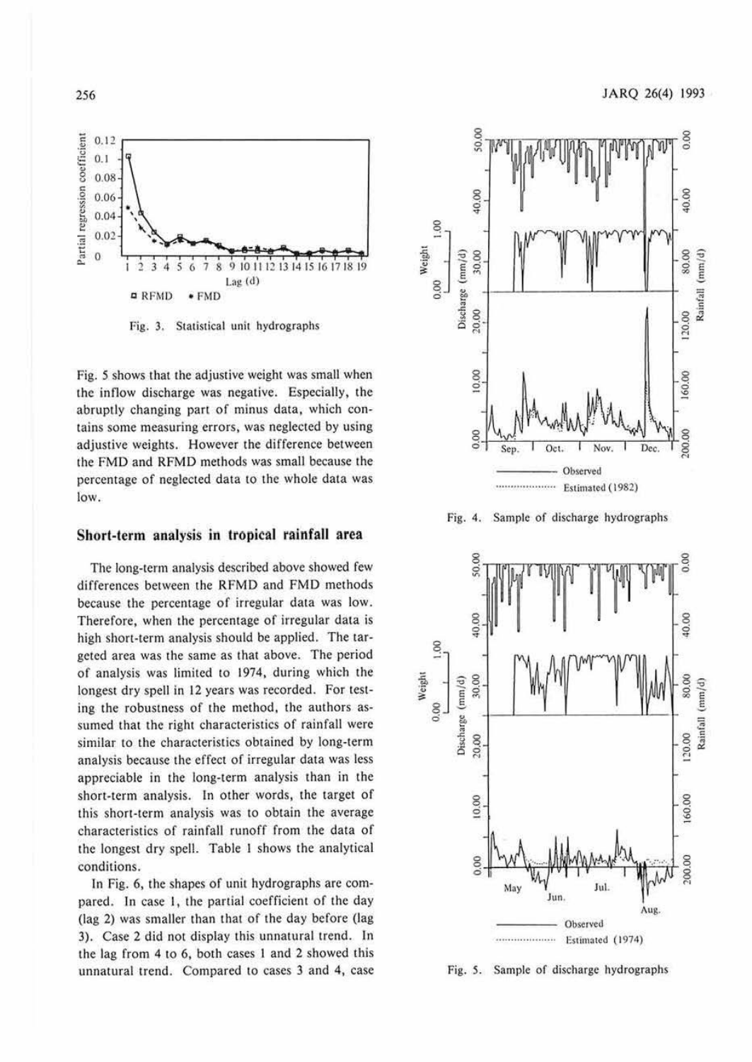Fig. 3. Statistical unit hydrographs

Fig. 5 shows that the adjustive weight was small when the inflow discharge was negative. Especially, the abruptly changing part of minus data, which contains some measuring errors, was neglected by using adjustive weights. However the difference between the FMD and RFMD methods was small because the percentage of neglected data to the whole data was low.

## Short-term analysis in tropical rainfall area

The long-term analysis described above showed few differences between the RFMD and FMD methods because the percentage of irregular data was low. Therefore, when the percentage of irregular data is high short-term analysis should be applied. The targeted area was the same as that above. The period of analysis was limited to 1974, during which the longest dry spell in 12 years was recorded. For testing the robustness of the method, the authors assumed that the right characteristics of rainfall were similar to the characteristics obtained by long-term analysis because the effect of irregular data was less appreciable in the long-term analysis than in the short-term analysis. In other words, the target of this short-term analysis was to obtain the average characteristics of rainfall runoff from the data of the longest dry spell. Table 1 shows the analytical conditions.

In Fig. 6, the shapes of unit hydrographs are compared. In case 1, the partial coefficient of the day (lag 2) was smaller than that of the day before (lag 3). Case 2 did not display this unnatural trend. In the lag from 4 to 6, both cases 1 and 2 showed this unnatural trend. Compared to cases 3 and 4, case

Fig. 4. Sample of discharge hydrographs

Fig. 5. Sample of discharge hydrographs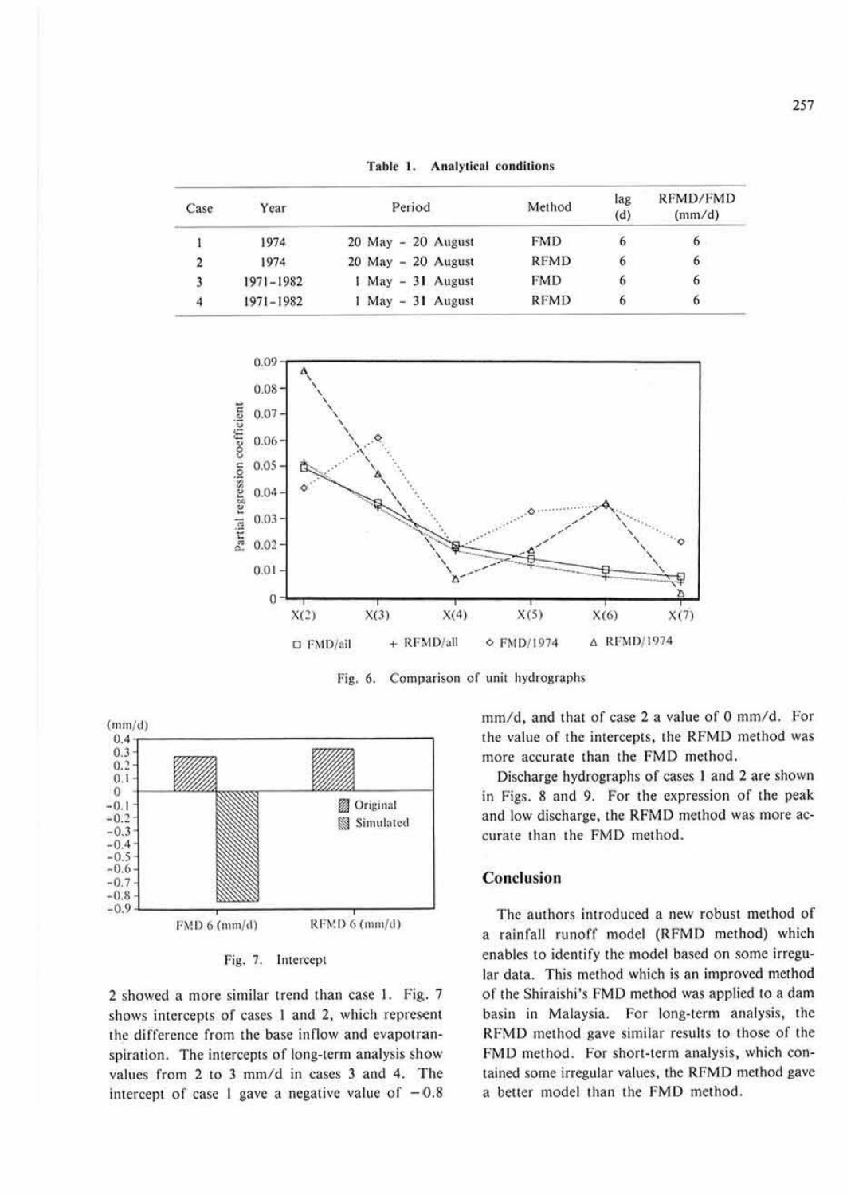Table 1. Analytical conditions

| Case | Year | Period | Method | lag (d) | RFMD/FMD (mm/d) |
|---|---|---|---|---|---|
| 1 | 1974 | 20 May - 20 August | FMD | 6 | 6 |
| 2 | 1974 | 20 May - 20 August | RFMD | 6 | 6 |
| 3 | 1971-1982 | 1 May - 31 August | FMD | 6 | 6 |
| 4 | 1971-1982 | 1 May - 31 August | RFMD | 6 | 6 |

Fig. 6. Comparison of unit hydrographs

Fig. 7. Intercept

2 showed a more similar trend than case 1. Fig. 7 shows intercepts of cases 1 and 2, which represent the difference from the base inflow and evapotranspiration. The intercepts of long-term analysis show values from 2 to 3 mm/d in cases 3 and 4. The intercept of case 1 gave a negative value of −0.8 mm/d, and that of case 2 a value of 0 mm/d. For the value of the intercepts, the RFMD method was more accurate than the FMD method.

Discharge hydrographs of cases 1 and 2 are shown in Figs. 8 and 9. For the expression of the peak and low discharge, the RFMD method was more accurate than the FMD method.

## Conclusion

The authors introduced a new robust method of a rainfall runoff model (RFMD method) which enables to identify the model based on some irregular data. This method which is an improved method of the Shiraishi's FMD method was applied to a dam basin in Malaysia. For long-term analysis, the RFMD method gave similar results to those of the FMD method. For short-term analysis, which contained some irregular values, the RFMD method gave a better model than the FMD method.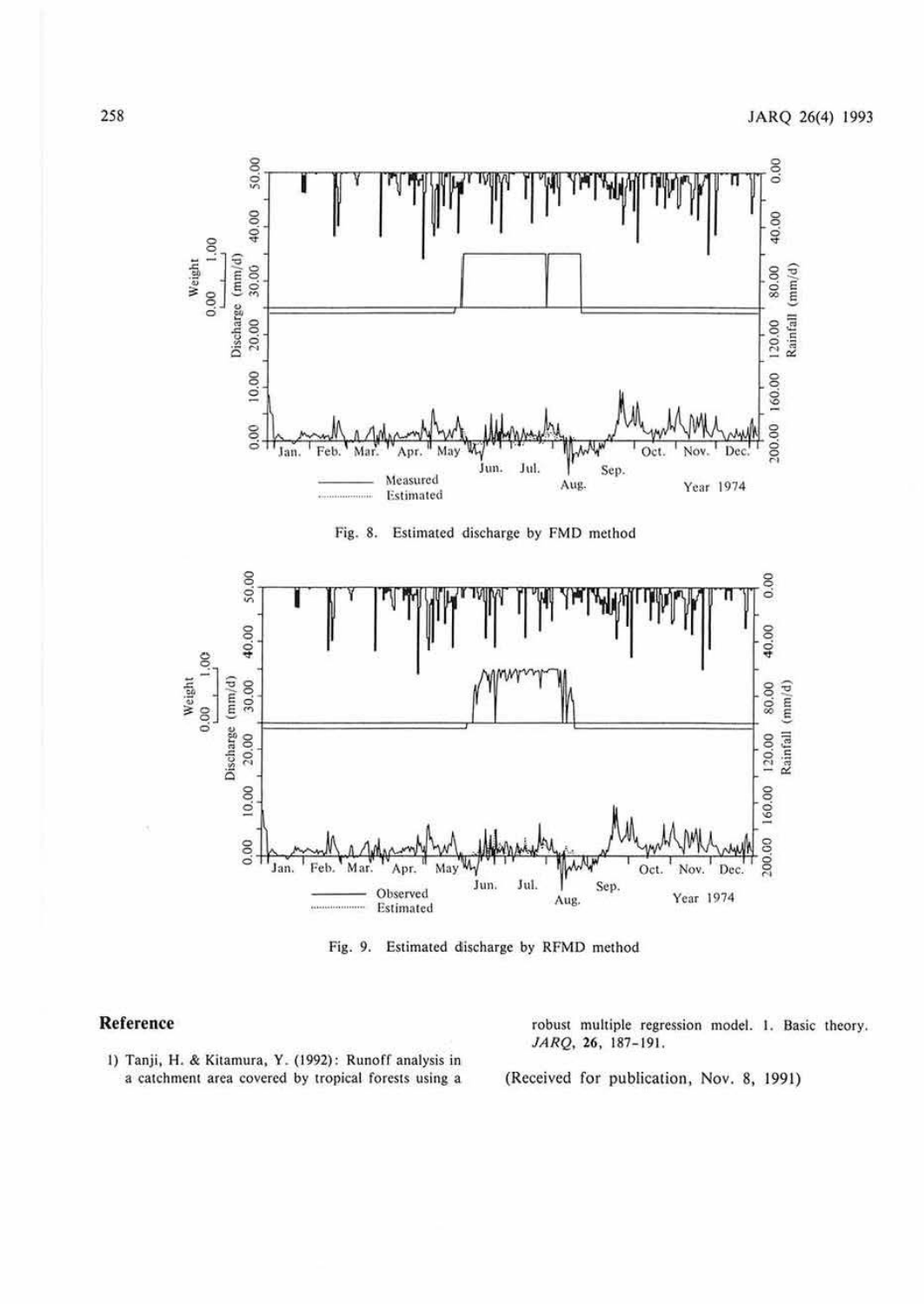Weight
0.00 1.00
Discharge (mm/d)
50.00
40.00
30.00
20.00
10.00
0.00
0.00
40.00
80.00
120.00
160.00
200.00
Rainfall (mm/d)
Jan. Feb. Mar. Apr. May Jun. Jul. Aug. Sep. Oct. Nov. Dec.
Measured
Estimated
Year 1974

Fig. 8. Estimated discharge by FMD method

Weight
0.00 1.00
Discharge (mm/d)
50.00
40.00
30.00
20.00
10.00
0.00
0.00
40.00
80.00
120.00
160.00
200.00
Rainfall (mm/d)
Jan. Feb. Mar. Apr. May Jun. Jul. Aug. Sep. Oct. Nov. Dec.
Observed
Estimated
Year 1974

Fig. 9. Estimated discharge by RFMD method

## Reference

1) Tanji, H. & Kitamura, Y. (1992): Runoff analysis in a catchment area covered by tropical forests using a robust multiple regression model. 1. Basic theory. *JARQ*, **26**, 187–191.

(Received for publication, Nov. 8, 1991)